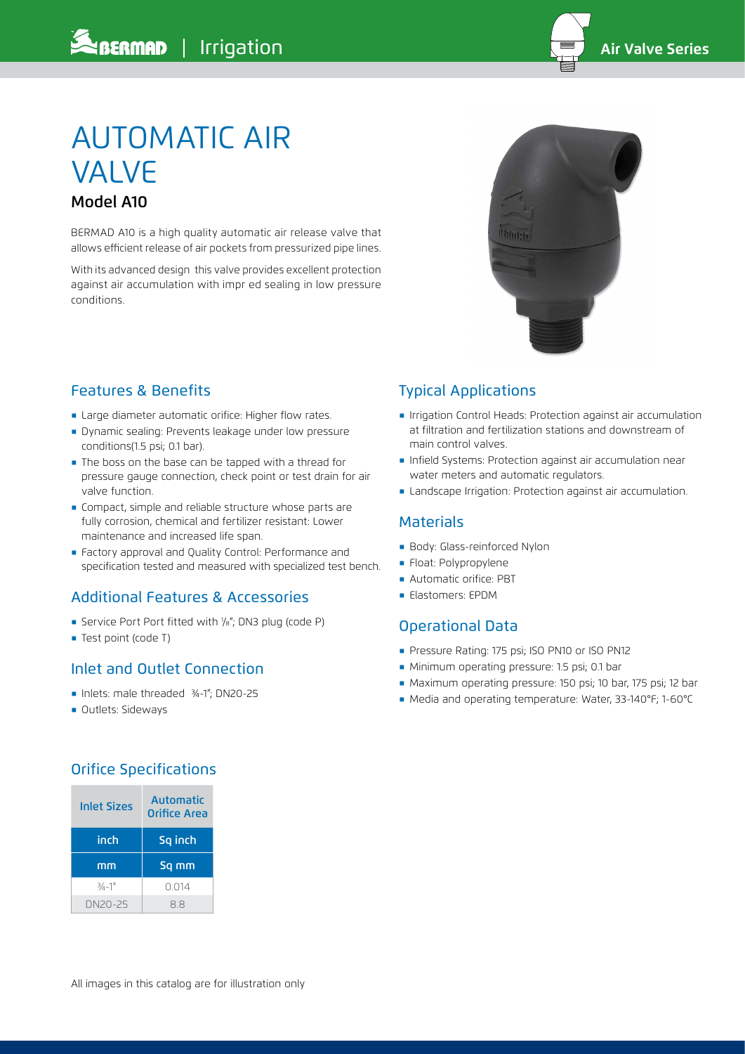# AUTOMATIC AIR VALVE

## Model A10

BERMAD A10 is a high quality automatic air release valve that allows efficient release of air pockets from pressurized pipe lines.

With its advanced design this valve provides excellent protection against air accumulation with impr ed sealing in low pressure conditions.

## Features & Benefits

- Large diameter automatic orifice: Higher flow rates.
- Dynamic sealing: Prevents leakage under low pressure conditions(1.5 psi; 0.1 bar).
- The boss on the base can be tapped with a thread for pressure gauge connection, check point or test drain for air valve function.
- Compact, simple and reliable structure whose parts are fully corrosion, chemical and fertilizer resistant: Lower maintenance and increased life span.
- Factory approval and Quality Control: Performance and specification tested and measured with specialized test bench.

## Additional Features & Accessories

- Service Port Port fitted with ⅛"; DN3 plug (code P)
- Test point (code T)

## Inlet and Outlet Connection

- Inlets: male threaded ¾-1"; DN20-25
- Outlets: Sideways

## Orifice Specifications

| Inlet Sizes | Automatic Orifice Area |
|---|---|
| inch | Sq inch |
| mm | Sq mm |
| ¾-1" | 0.014 |
| DN20-25 | 8.8 |

## Typical Applications

- Irrigation Control Heads: Protection against air accumulation at filtration and fertilization stations and downstream of main control valves.
- Infield Systems: Protection against air accumulation near water meters and automatic regulators.
- Landscape Irrigation: Protection against air accumulation.

## Materials

- Body: Glass-reinforced Nylon
- Float: Polypropylene
- Automatic orifice: PBT
- Elastomers: EPDM

## Operational Data

- Pressure Rating: 175 psi; ISO PN10 or ISO PN12
- Minimum operating pressure: 1.5 psi; 0.1 bar
- Maximum operating pressure: 150 psi; 10 bar, 175 psi; 12 bar
- Media and operating temperature: Water, 33-140°F; 1-60°C

All images in this catalog are for illustration only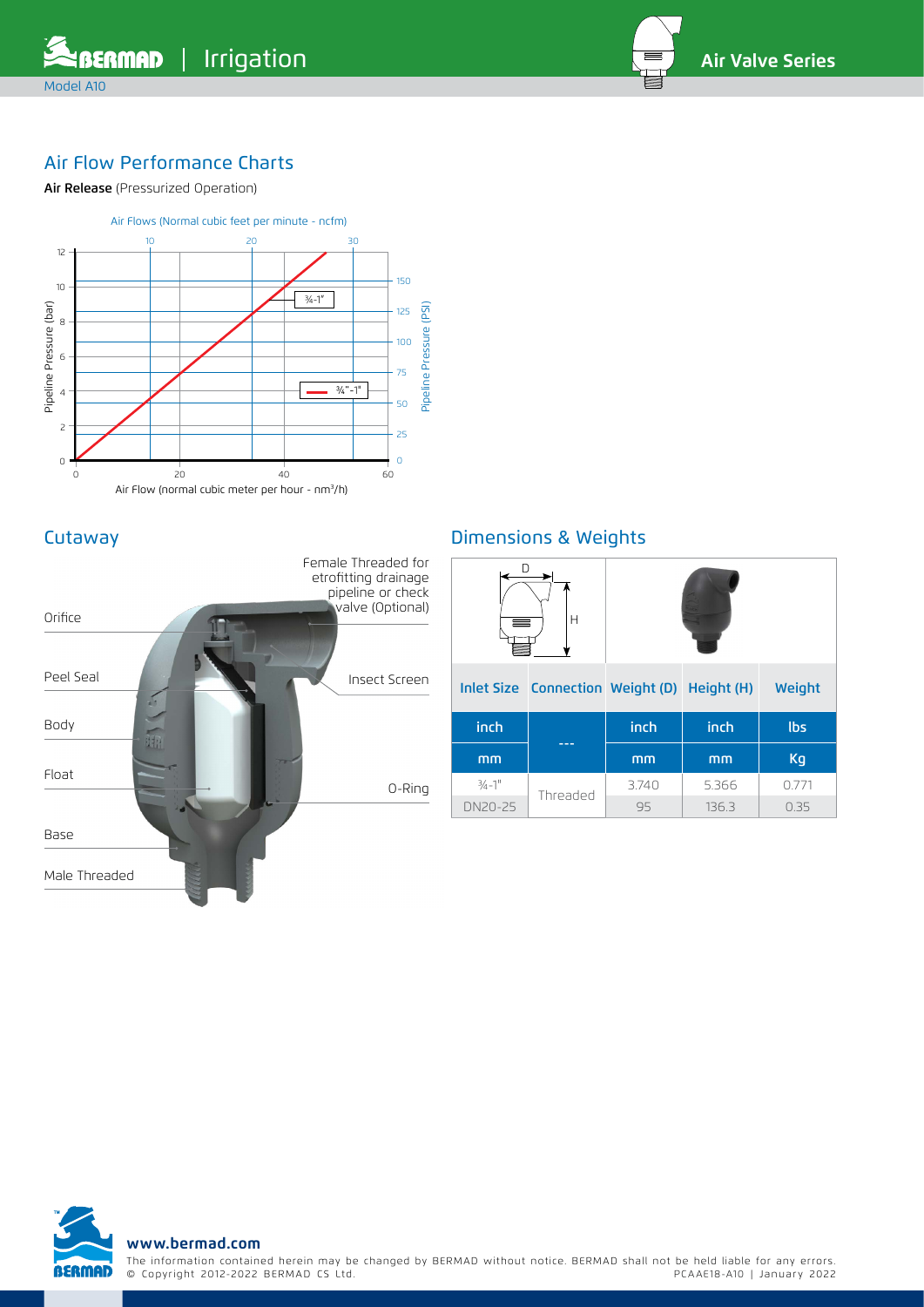## Air Flow Performance Charts

**Air Release** (Pressurized Operation)

Air Flows (Normal cubic feet per minute - ncfm)

10
20
30

Pipeline Pressure (bar)

12
10
8
6
4
2
0

Pipeline Pressure (PSI)

150
125
100
75
50
25
0

¾-1"

¾"-1"

0
20
40
60

Air Flow (normal cubic meter per hour - nm³/h)

## Cutaway

Female Threaded for etrofitting drainage pipeline or check valve (Optional)

Orifice

Peel Seal

Insect Screen

Body

Float

O-Ring

Base

Male Threaded

## Dimensions & Weights

D

H

| Inlet Size | Connection | Weight (D) | Height (H) | Weight |
|---|---|---|---|---|
| inch | --- | inch | inch | lbs |
| mm | | mm | mm | Kg |
| ¾-1" | Threaded | 3.740 | 5.366 | 0.771 |
| DN20-25 | | 95 | 136.3 | 0.35 |

**www.bermad.com**

The information contained herein may be changed by BERMAD without notice. BERMAD shall not be held liable for any errors.
© Copyright 2012-2022 BERMAD CS Ltd. PCAAE18-A10 | January 2022